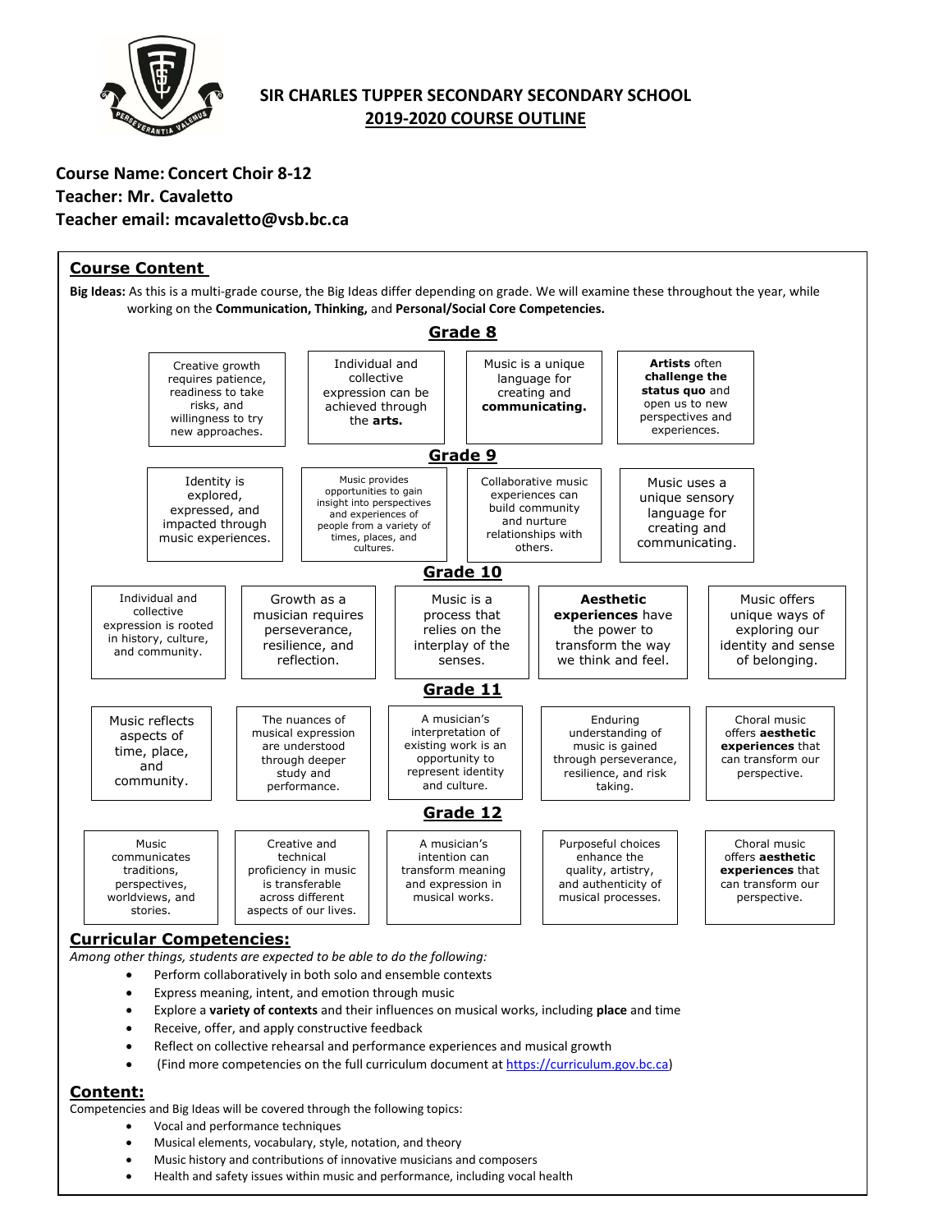# SIR CHARLES TUPPER SECONDARY SECONDARY SCHOOL
## 2019-2020 COURSE OUTLINE

**Course Name: Concert Choir 8-12**
**Teacher: Mr. Cavaletto**
**Teacher email: mcavaletto@vsb.bc.ca**

## Course Content

**Big Ideas:** As this is a multi-grade course, the Big Ideas differ depending on grade. We will examine these throughout the year, while working on the **Communication, Thinking,** and **Personal/Social Core Competencies.**

### Grade 8

| | | | |
|---|---|---|---|
| Creative growth requires patience, readiness to take risks, and willingness to try new approaches. | Individual and collective expression can be achieved through the **arts.** | Music is a unique language for creating and **communicating.** | **Artists** often **challenge the status quo** and open us to new perspectives and experiences. |

### Grade 9

| | | | |
|---|---|---|---|
| Identity is explored, expressed, and impacted through music experiences. | Music provides opportunities to gain insight into perspectives and experiences of people from a variety of times, places, and cultures. | Collaborative music experiences can build community and nurture relationships with others. | Music uses a unique sensory language for creating and communicating. |

### Grade 10

| | | | | |
|---|---|---|---|---|
| Individual and collective expression is rooted in history, culture, and community. | Growth as a musician requires perseverance, resilience, and reflection. | Music is a process that relies on the interplay of the senses. | **Aesthetic experiences** have the power to transform the way we think and feel. | Music offers unique ways of exploring our identity and sense of belonging. |

### Grade 11

| | | | | |
|---|---|---|---|---|
| Music reflects aspects of time, place, and community. | The nuances of musical expression are understood through deeper study and performance. | A musician's interpretation of existing work is an opportunity to represent identity and culture. | Enduring understanding of music is gained through perseverance, resilience, and risk taking. | Choral music offers **aesthetic experiences** that can transform our perspective. |

### Grade 12

| | | | | |
|---|---|---|---|---|
| Music communicates traditions, perspectives, worldviews, and stories. | Creative and technical proficiency in music is transferable across different aspects of our lives. | A musician's intention can transform meaning and expression in musical works. | Purposeful choices enhance the quality, artistry, and authenticity of musical processes. | Choral music offers **aesthetic experiences** that can transform our perspective. |

## Curricular Competencies:

*Among other things, students are expected to be able to do the following:*

- Perform collaboratively in both solo and ensemble contexts
- Express meaning, intent, and emotion through music
- Explore a **variety of contexts** and their influences on musical works, including **place** and time
- Receive, offer, and apply constructive feedback
- Reflect on collective rehearsal and performance experiences and musical growth
- (Find more competencies on the full curriculum document at https://curriculum.gov.bc.ca)

## Content:

Competencies and Big Ideas will be covered through the following topics:

- Vocal and performance techniques
- Musical elements, vocabulary, style, notation, and theory
- Music history and contributions of innovative musicians and composers
- Health and safety issues within music and performance, including vocal health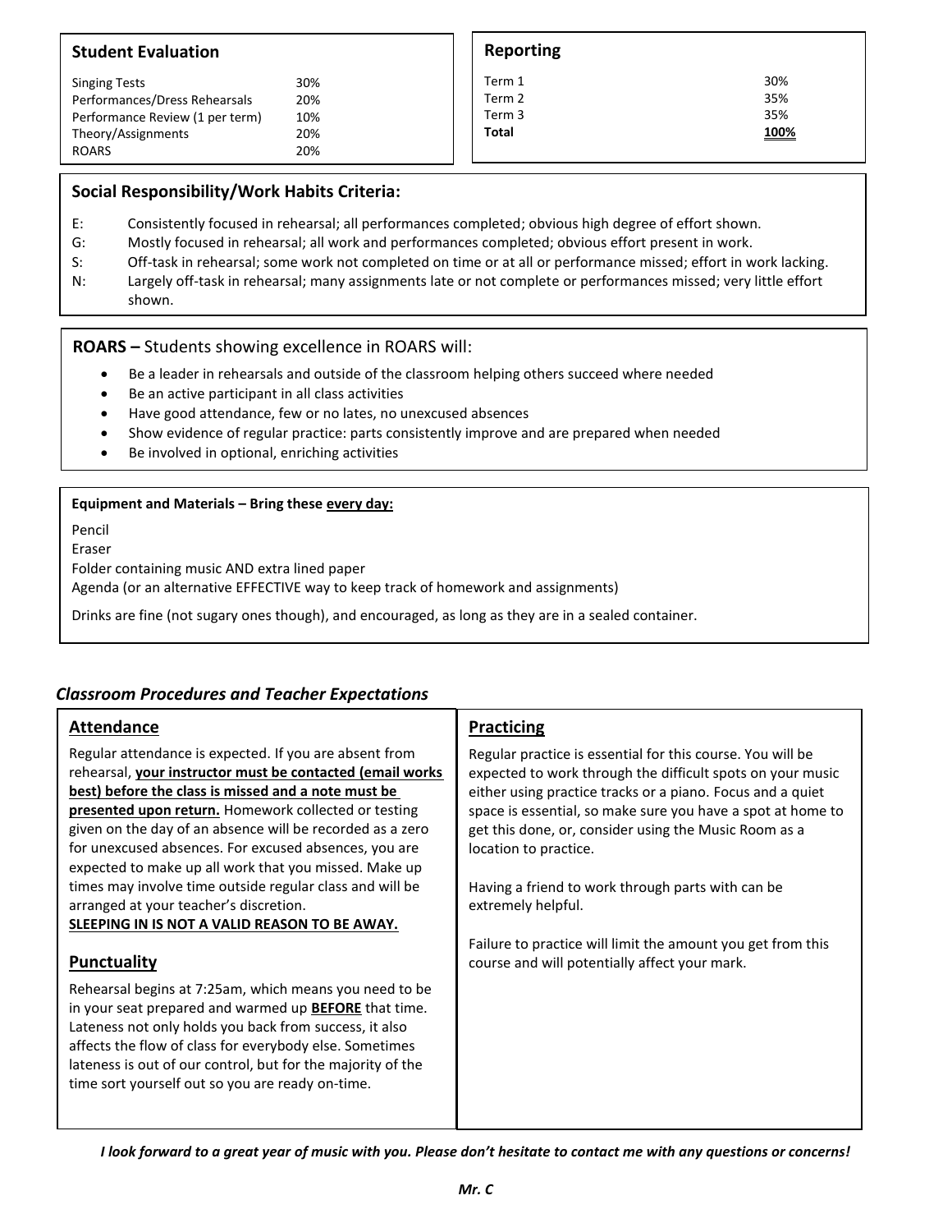## Student Evaluation

| | |
|---|---|
| Singing Tests | 30% |
| Performances/Dress Rehearsals | 20% |
| Performance Review (1 per term) | 10% |
| Theory/Assignments | 20% |
| ROARS | 20% |

## Reporting

| | |
|---|---|
| Term 1 | 30% |
| Term 2 | 35% |
| Term 3 | 35% |
| **Total** | **<u>100%</u>** |

## Social Responsibility/Work Habits Criteria:

E: Consistently focused in rehearsal; all performances completed; obvious high degree of effort shown.

G: Mostly focused in rehearsal; all work and performances completed; obvious effort present in work.

S: Off-task in rehearsal; some work not completed on time or at all or performance missed; effort in work lacking.

N: Largely off-task in rehearsal; many assignments late or not complete or performances missed; very little effort shown.

**ROARS –** Students showing excellence in ROARS will:

- Be a leader in rehearsals and outside of the classroom helping others succeed where needed
- Be an active participant in all class activities
- Have good attendance, few or no lates, no unexcused absences
- Show evidence of regular practice: parts consistently improve and are prepared when needed
- Be involved in optional, enriching activities

**Equipment and Materials – Bring these <u>every day:</u>**

Pencil
Eraser
Folder containing music AND extra lined paper
Agenda (or an alternative EFFECTIVE way to keep track of homework and assignments)

Drinks are fine (not sugary ones though), and encouraged, as long as they are in a sealed container.

### *Classroom Procedures and Teacher Expectations*

#### <u>Attendance</u>

Regular attendance is expected. If you are absent from rehearsal, **<u>your instructor must be contacted (email works best) before the class is missed and a note must be presented upon return.</u>** Homework collected or testing given on the day of an absence will be recorded as a zero for unexcused absences. For excused absences, you are expected to make up all work that you missed. Make up times may involve time outside regular class and will be arranged at your teacher's discretion.
**<u>SLEEPING IN IS NOT A VALID REASON TO BE AWAY.</u>**

#### <u>Punctuality</u>

Rehearsal begins at 7:25am, which means you need to be in your seat prepared and warmed up **<u>BEFORE</u>** that time. Lateness not only holds you back from success, it also affects the flow of class for everybody else. Sometimes lateness is out of our control, but for the majority of the time sort yourself out so you are ready on-time.

#### <u>Practicing</u>

Regular practice is essential for this course. You will be expected to work through the difficult spots on your music either using practice tracks or a piano. Focus and a quiet space is essential, so make sure you have a spot at home to get this done, or, consider using the Music Room as a location to practice.

Having a friend to work through parts with can be extremely helpful.

Failure to practice will limit the amount you get from this course and will potentially affect your mark.

***I look forward to a great year of music with you. Please don't hesitate to contact me with any questions or concerns!***

***Mr. C***